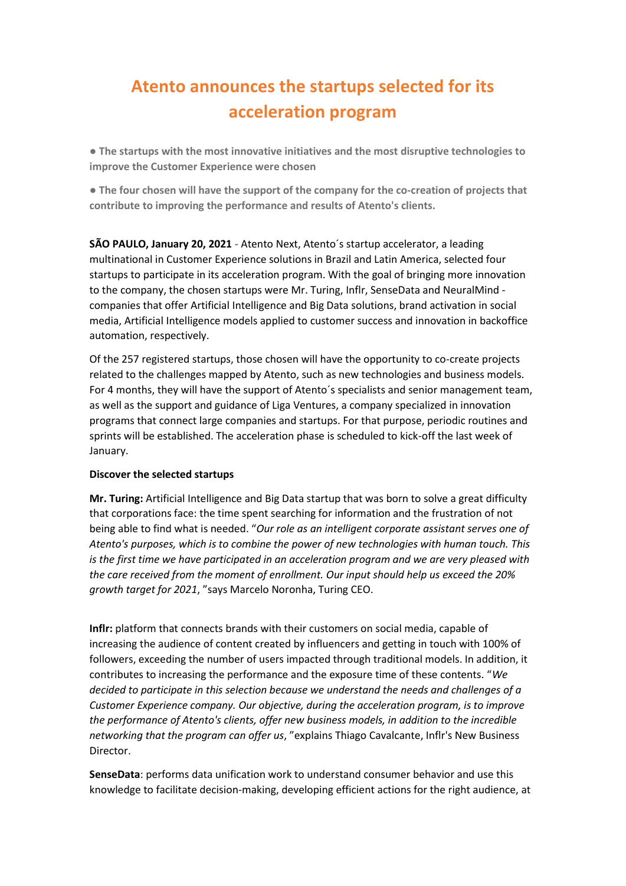# Atento announces the startups selected for its acceleration program

**● The startups with the most innovative initiatives and the most disruptive technologies to improve the Customer Experience were chosen**

**● The four chosen will have the support of the company for the co-creation of projects that contribute to improving the performance and results of Atento's clients.**

**SÃO PAULO, January 20, 2021** - Atento Next, Atento´s startup accelerator, a leading multinational in Customer Experience solutions in Brazil and Latin America, selected four startups to participate in its acceleration program. With the goal of bringing more innovation to the company, the chosen startups were Mr. Turing, Inflr, SenseData and NeuralMind - companies that offer Artificial Intelligence and Big Data solutions, brand activation in social media, Artificial Intelligence models applied to customer success and innovation in backoffice automation, respectively.

Of the 257 registered startups, those chosen will have the opportunity to co-create projects related to the challenges mapped by Atento, such as new technologies and business models. For 4 months, they will have the support of Atento´s specialists and senior management team, as well as the support and guidance of Liga Ventures, a company specialized in innovation programs that connect large companies and startups. For that purpose, periodic routines and sprints will be established. The acceleration phase is scheduled to kick-off the last week of January.

**Discover the selected startups**

**Mr. Turing:** Artificial Intelligence and Big Data startup that was born to solve a great difficulty that corporations face: the time spent searching for information and the frustration of not being able to find what is needed. "*Our role as an intelligent corporate assistant serves one of Atento's purposes, which is to combine the power of new technologies with human touch. This is the first time we have participated in an acceleration program and we are very pleased with the care received from the moment of enrollment. Our input should help us exceed the 20% growth target for 2021*, "says Marcelo Noronha, Turing CEO.

**Inflr:** platform that connects brands with their customers on social media, capable of increasing the audience of content created by influencers and getting in touch with 100% of followers, exceeding the number of users impacted through traditional models. In addition, it contributes to increasing the performance and the exposure time of these contents. "*We decided to participate in this selection because we understand the needs and challenges of a Customer Experience company. Our objective, during the acceleration program, is to improve the performance of Atento's clients, offer new business models, in addition to the incredible networking that the program can offer us*, "explains Thiago Cavalcante, Inflr's New Business Director.

**SenseData**: performs data unification work to understand consumer behavior and use this knowledge to facilitate decision-making, developing efficient actions for the right audience, at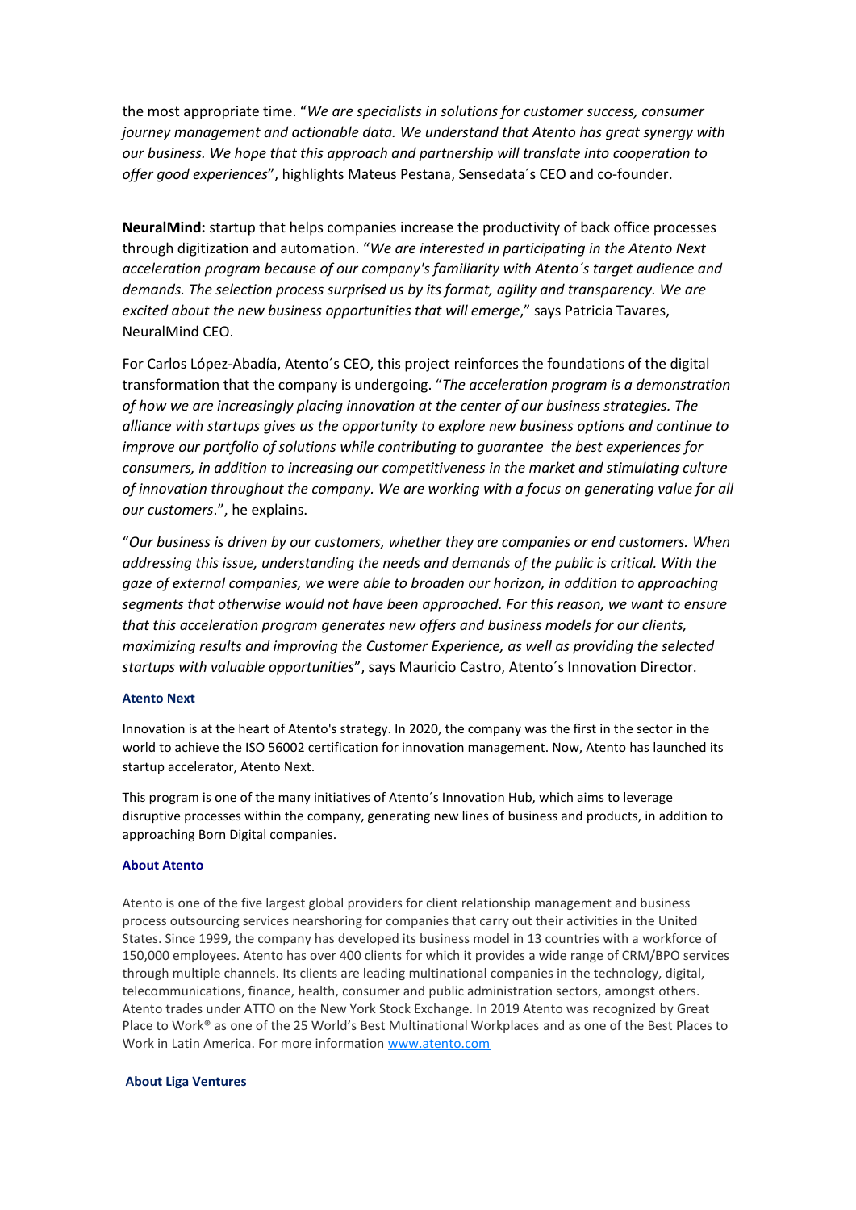the most appropriate time. "*We are specialists in solutions for customer success, consumer journey management and actionable data. We understand that Atento has great synergy with our business. We hope that this approach and partnership will translate into cooperation to offer good experiences*", highlights Mateus Pestana, Sensedata´s CEO and co-founder.

**NeuralMind:** startup that helps companies increase the productivity of back office processes through digitization and automation. "*We are interested in participating in the Atento Next acceleration program because of our company's familiarity with Atento´s target audience and demands. The selection process surprised us by its format, agility and transparency. We are excited about the new business opportunities that will emerge*," says Patricia Tavares, NeuralMind CEO.

For Carlos López-Abadía, Atento´s CEO, this project reinforces the foundations of the digital transformation that the company is undergoing. "*The acceleration program is a demonstration of how we are increasingly placing innovation at the center of our business strategies. The alliance with startups gives us the opportunity to explore new business options and continue to improve our portfolio of solutions while contributing to guarantee the best experiences for consumers, in addition to increasing our competitiveness in the market and stimulating culture of innovation throughout the company. We are working with a focus on generating value for all our customers*.", he explains.

"*Our business is driven by our customers, whether they are companies or end customers. When addressing this issue, understanding the needs and demands of the public is critical. With the gaze of external companies, we were able to broaden our horizon, in addition to approaching segments that otherwise would not have been approached. For this reason, we want to ensure that this acceleration program generates new offers and business models for our clients, maximizing results and improving the Customer Experience, as well as providing the selected startups with valuable opportunities*", says Mauricio Castro, Atento´s Innovation Director.

**Atento Next**

Innovation is at the heart of Atento's strategy. In 2020, the company was the first in the sector in the world to achieve the ISO 56002 certification for innovation management. Now, Atento has launched its startup accelerator, Atento Next.

This program is one of the many initiatives of Atento´s Innovation Hub, which aims to leverage disruptive processes within the company, generating new lines of business and products, in addition to approaching Born Digital companies.

**About Atento**

Atento is one of the five largest global providers for client relationship management and business process outsourcing services nearshoring for companies that carry out their activities in the United States. Since 1999, the company has developed its business model in 13 countries with a workforce of 150,000 employees. Atento has over 400 clients for which it provides a wide range of CRM/BPO services through multiple channels. Its clients are leading multinational companies in the technology, digital, telecommunications, finance, health, consumer and public administration sectors, amongst others. Atento trades under ATTO on the New York Stock Exchange. In 2019 Atento was recognized by Great Place to Work® as one of the 25 World's Best Multinational Workplaces and as one of the Best Places to Work in Latin America. For more information [www.atento.com](http://www.atento.com)

**About Liga Ventures**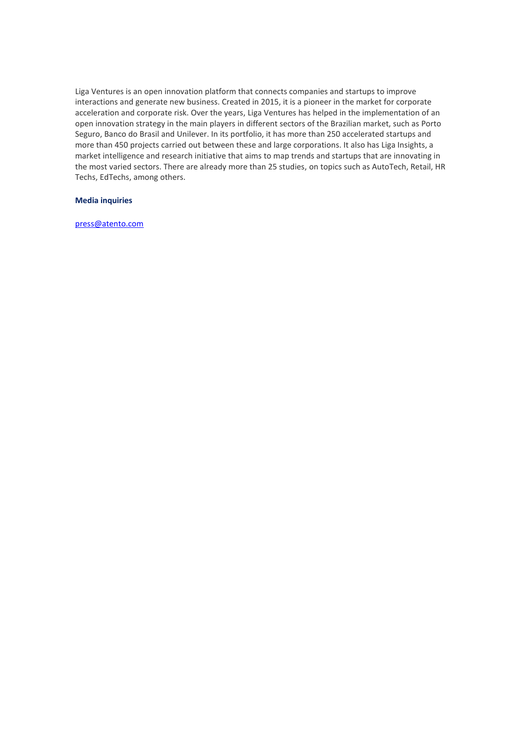Liga Ventures is an open innovation platform that connects companies and startups to improve interactions and generate new business. Created in 2015, it is a pioneer in the market for corporate acceleration and corporate risk. Over the years, Liga Ventures has helped in the implementation of an open innovation strategy in the main players in different sectors of the Brazilian market, such as Porto Seguro, Banco do Brasil and Unilever. In its portfolio, it has more than 250 accelerated startups and more than 450 projects carried out between these and large corporations. It also has Liga Insights, a market intelligence and research initiative that aims to map trends and startups that are innovating in the most varied sectors. There are already more than 25 studies, on topics such as AutoTech, Retail, HR Techs, EdTechs, among others.

**Media inquiries**

press@atento.com